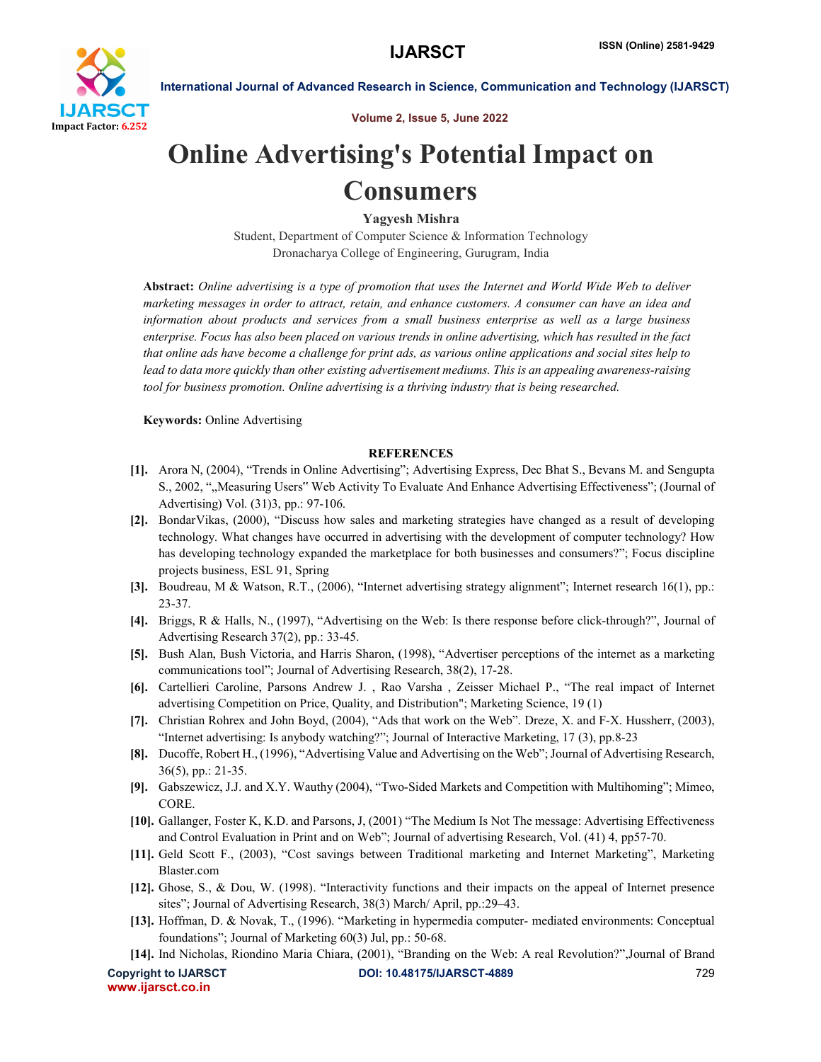# Online Advertising's Potential Impact on Consumers

**Yagyesh Mishra**

Student, Department of Computer Science & Information Technology
Dronacharya College of Engineering, Gurugram, India

**Abstract:** *Online advertising is a type of promotion that uses the Internet and World Wide Web to deliver marketing messages in order to attract, retain, and enhance customers. A consumer can have an idea and information about products and services from a small business enterprise as well as a large business enterprise. Focus has also been placed on various trends in online advertising, which has resulted in the fact that online ads have become a challenge for print ads, as various online applications and social sites help to lead to data more quickly than other existing advertisement mediums. This is an appealing awareness-raising tool for business promotion. Online advertising is a thriving industry that is being researched.*

**Keywords:** Online Advertising

## REFERENCES

**[1].** Arora N, (2004), "Trends in Online Advertising"; Advertising Express, Dec Bhat S., Bevans M. and Sengupta S., 2002, "„Measuring Users" Web Activity To Evaluate And Enhance Advertising Effectiveness"; (Journal of Advertising) Vol. (31)3, pp.: 97-106.

**[2].** BondarVikas, (2000), "Discuss how sales and marketing strategies have changed as a result of developing technology. What changes have occurred in advertising with the development of computer technology? How has developing technology expanded the marketplace for both businesses and consumers?"; Focus discipline projects business, ESL 91, Spring

**[3].** Boudreau, M & Watson, R.T., (2006), "Internet advertising strategy alignment"; Internet research 16(1), pp.: 23-37.

**[4].** Briggs, R & Halls, N., (1997), "Advertising on the Web: Is there response before click-through?", Journal of Advertising Research 37(2), pp.: 33-45.

**[5].** Bush Alan, Bush Victoria, and Harris Sharon, (1998), "Advertiser perceptions of the internet as a marketing communications tool"; Journal of Advertising Research, 38(2), 17-28.

**[6].** Cartellieri Caroline, Parsons Andrew J. , Rao Varsha , Zeisser Michael P., "The real impact of Internet advertising Competition on Price, Quality, and Distribution"; Marketing Science, 19 (1)

**[7].** Christian Rohrex and John Boyd, (2004), "Ads that work on the Web". Dreze, X. and F-X. Hussherr, (2003), "Internet advertising: Is anybody watching?"; Journal of Interactive Marketing, 17 (3), pp.8-23

**[8].** Ducoffe, Robert H., (1996), "Advertising Value and Advertising on the Web"; Journal of Advertising Research, 36(5), pp.: 21-35.

**[9].** Gabszewicz, J.J. and X.Y. Wauthy (2004), "Two-Sided Markets and Competition with Multihoming"; Mimeo, CORE.

**[10].** Gallanger, Foster K, K.D. and Parsons, J, (2001) "The Medium Is Not The message: Advertising Effectiveness and Control Evaluation in Print and on Web"; Journal of advertising Research, Vol. (41) 4, pp57-70.

**[11].** Geld Scott F., (2003), "Cost savings between Traditional marketing and Internet Marketing", Marketing Blaster.com

**[12].** Ghose, S., & Dou, W. (1998). "Interactivity functions and their impacts on the appeal of Internet presence sites"; Journal of Advertising Research, 38(3) March/ April, pp.:29–43.

**[13].** Hoffman, D. & Novak, T., (1996). "Marketing in hypermedia computer- mediated environments: Conceptual foundations"; Journal of Marketing 60(3) Jul, pp.: 50-68.

**[14].** Ind Nicholas, Riondino Maria Chiara, (2001), "Branding on the Web: A real Revolution?",Journal of Brand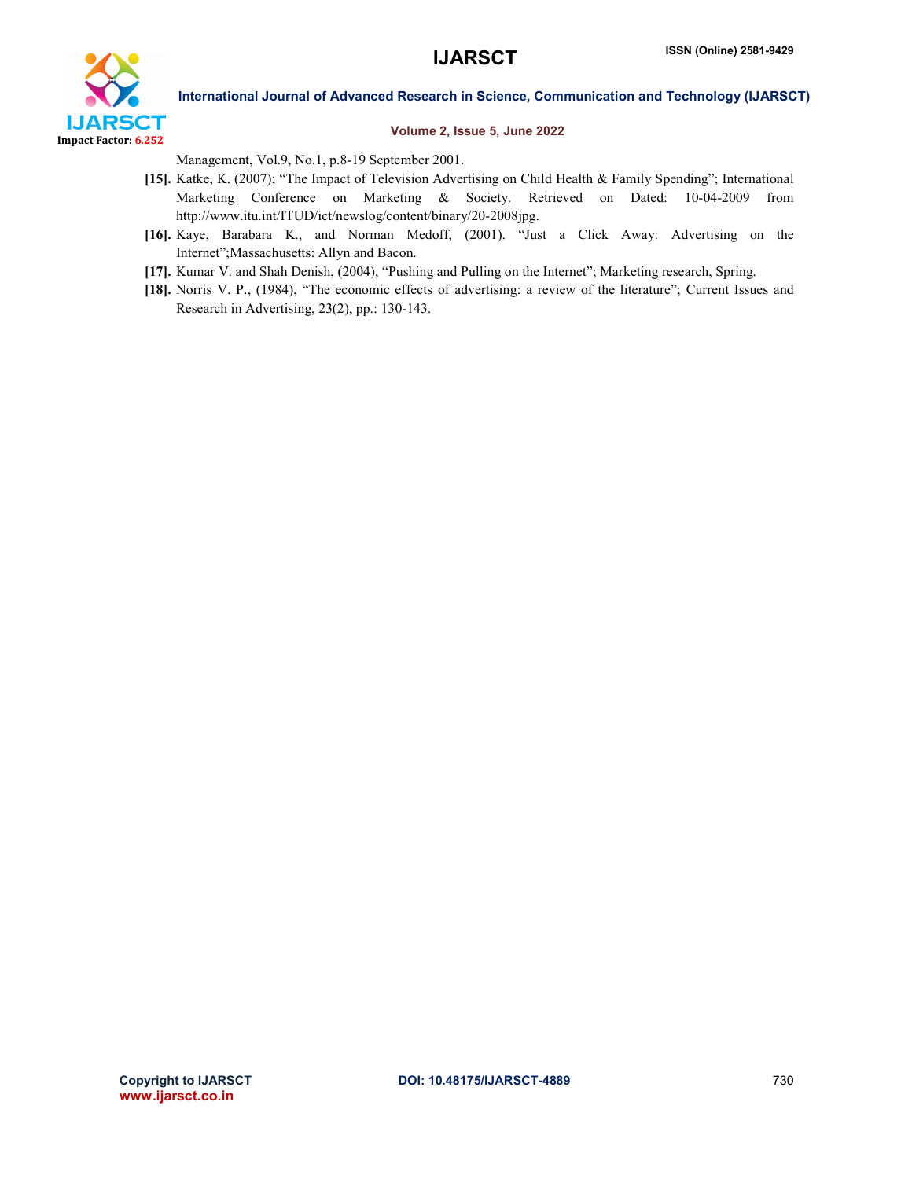Management, Vol.9, No.1, p.8-19 September 2001.

[15]. Katke, K. (2007); "The Impact of Television Advertising on Child Health & Family Spending"; International Marketing Conference on Marketing & Society. Retrieved on Dated: 10-04-2009 from http://www.itu.int/ITUD/ict/newslog/content/binary/20-2008jpg.

[16]. Kaye, Barabara K., and Norman Medoff, (2001). "Just a Click Away: Advertising on the Internet";Massachusetts: Allyn and Bacon.

[17]. Kumar V. and Shah Denish, (2004), "Pushing and Pulling on the Internet"; Marketing research, Spring.

[18]. Norris V. P., (1984), "The economic effects of advertising: a review of the literature"; Current Issues and Research in Advertising, 23(2), pp.: 130-143.